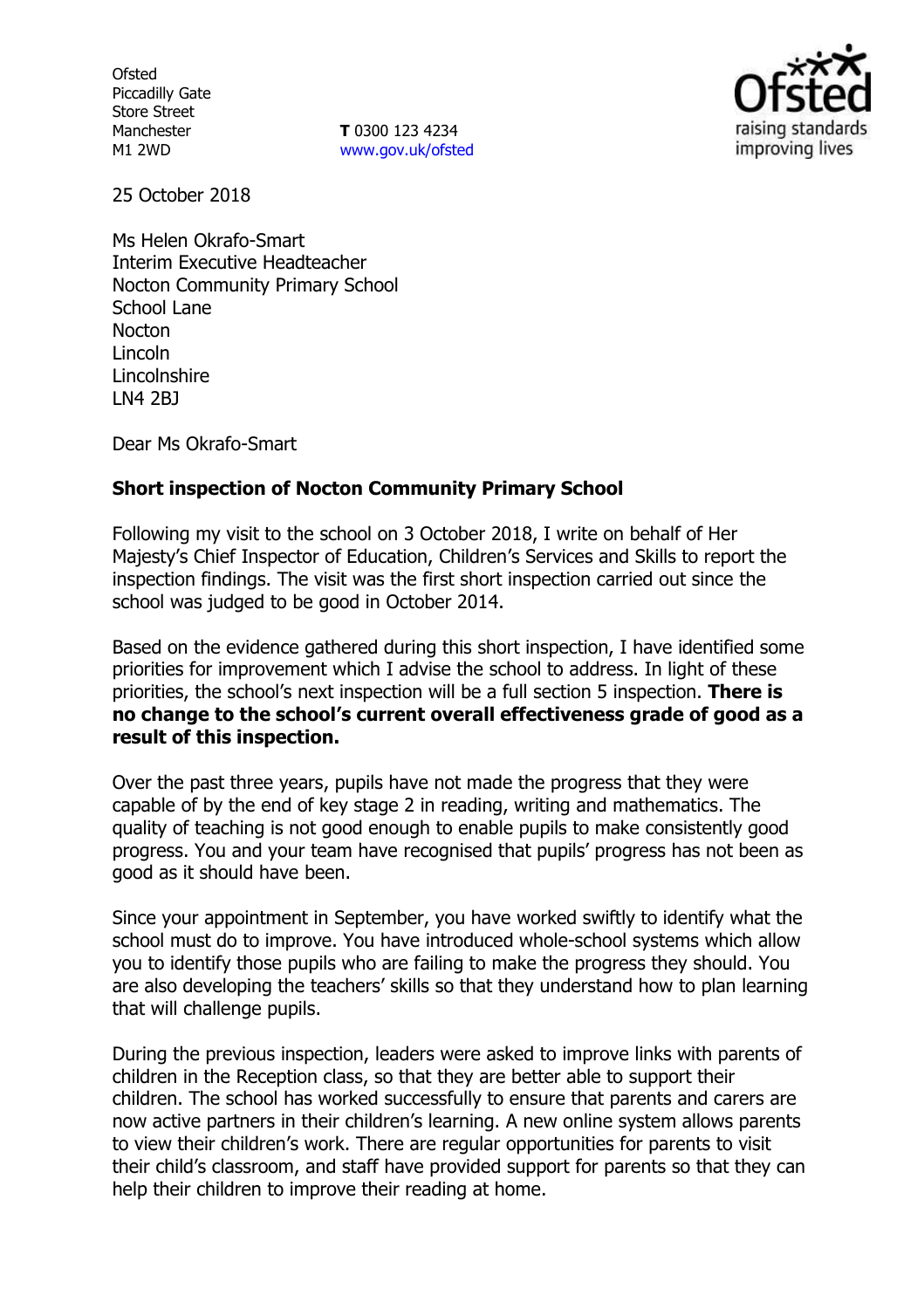Ofsted
Piccadilly Gate
Store Street
Manchester
M1 2WD

**T** 0300 123 4234
www.gov.uk/ofsted

25 October 2018

Ms Helen Okrafo-Smart
Interim Executive Headteacher
Nocton Community Primary School
School Lane
Nocton
Lincoln
Lincolnshire
LN4 2BJ

Dear Ms Okrafo-Smart

**Short inspection of Nocton Community Primary School**

Following my visit to the school on 3 October 2018, I write on behalf of Her Majesty's Chief Inspector of Education, Children's Services and Skills to report the inspection findings. The visit was the first short inspection carried out since the school was judged to be good in October 2014.

Based on the evidence gathered during this short inspection, I have identified some priorities for improvement which I advise the school to address. In light of these priorities, the school's next inspection will be a full section 5 inspection. **There is no change to the school's current overall effectiveness grade of good as a result of this inspection.**

Over the past three years, pupils have not made the progress that they were capable of by the end of key stage 2 in reading, writing and mathematics. The quality of teaching is not good enough to enable pupils to make consistently good progress. You and your team have recognised that pupils' progress has not been as good as it should have been.

Since your appointment in September, you have worked swiftly to identify what the school must do to improve. You have introduced whole-school systems which allow you to identify those pupils who are failing to make the progress they should. You are also developing the teachers' skills so that they understand how to plan learning that will challenge pupils.

During the previous inspection, leaders were asked to improve links with parents of children in the Reception class, so that they are better able to support their children. The school has worked successfully to ensure that parents and carers are now active partners in their children's learning. A new online system allows parents to view their children's work. There are regular opportunities for parents to visit their child's classroom, and staff have provided support for parents so that they can help their children to improve their reading at home.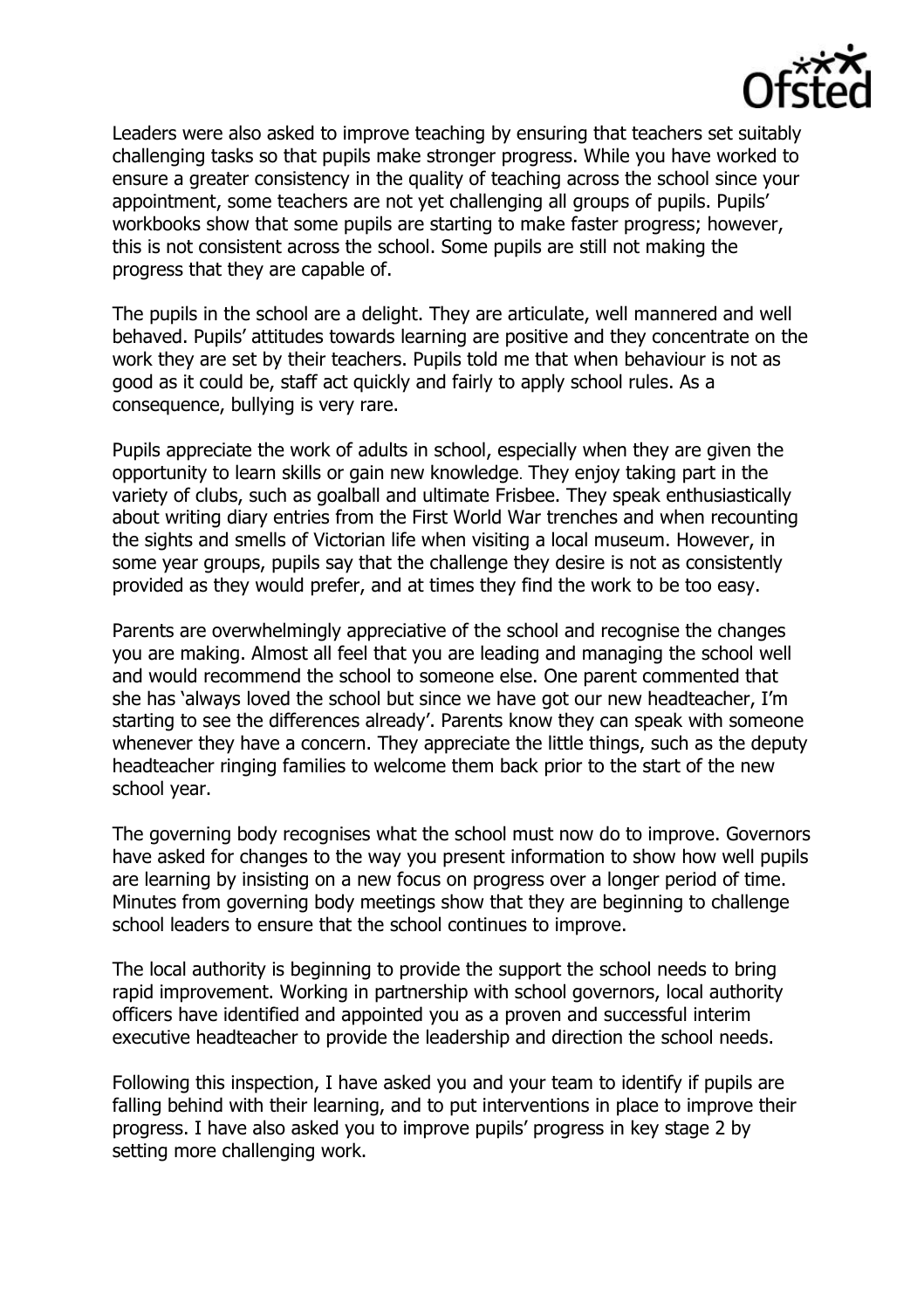Leaders were also asked to improve teaching by ensuring that teachers set suitably challenging tasks so that pupils make stronger progress. While you have worked to ensure a greater consistency in the quality of teaching across the school since your appointment, some teachers are not yet challenging all groups of pupils. Pupils' workbooks show that some pupils are starting to make faster progress; however, this is not consistent across the school. Some pupils are still not making the progress that they are capable of.

The pupils in the school are a delight. They are articulate, well mannered and well behaved. Pupils' attitudes towards learning are positive and they concentrate on the work they are set by their teachers. Pupils told me that when behaviour is not as good as it could be, staff act quickly and fairly to apply school rules. As a consequence, bullying is very rare.

Pupils appreciate the work of adults in school, especially when they are given the opportunity to learn skills or gain new knowledge. They enjoy taking part in the variety of clubs, such as goalball and ultimate Frisbee. They speak enthusiastically about writing diary entries from the First World War trenches and when recounting the sights and smells of Victorian life when visiting a local museum. However, in some year groups, pupils say that the challenge they desire is not as consistently provided as they would prefer, and at times they find the work to be too easy.

Parents are overwhelmingly appreciative of the school and recognise the changes you are making. Almost all feel that you are leading and managing the school well and would recommend the school to someone else. One parent commented that she has 'always loved the school but since we have got our new headteacher, I'm starting to see the differences already'. Parents know they can speak with someone whenever they have a concern. They appreciate the little things, such as the deputy headteacher ringing families to welcome them back prior to the start of the new school year.

The governing body recognises what the school must now do to improve. Governors have asked for changes to the way you present information to show how well pupils are learning by insisting on a new focus on progress over a longer period of time. Minutes from governing body meetings show that they are beginning to challenge school leaders to ensure that the school continues to improve.

The local authority is beginning to provide the support the school needs to bring rapid improvement. Working in partnership with school governors, local authority officers have identified and appointed you as a proven and successful interim executive headteacher to provide the leadership and direction the school needs.

Following this inspection, I have asked you and your team to identify if pupils are falling behind with their learning, and to put interventions in place to improve their progress. I have also asked you to improve pupils' progress in key stage 2 by setting more challenging work.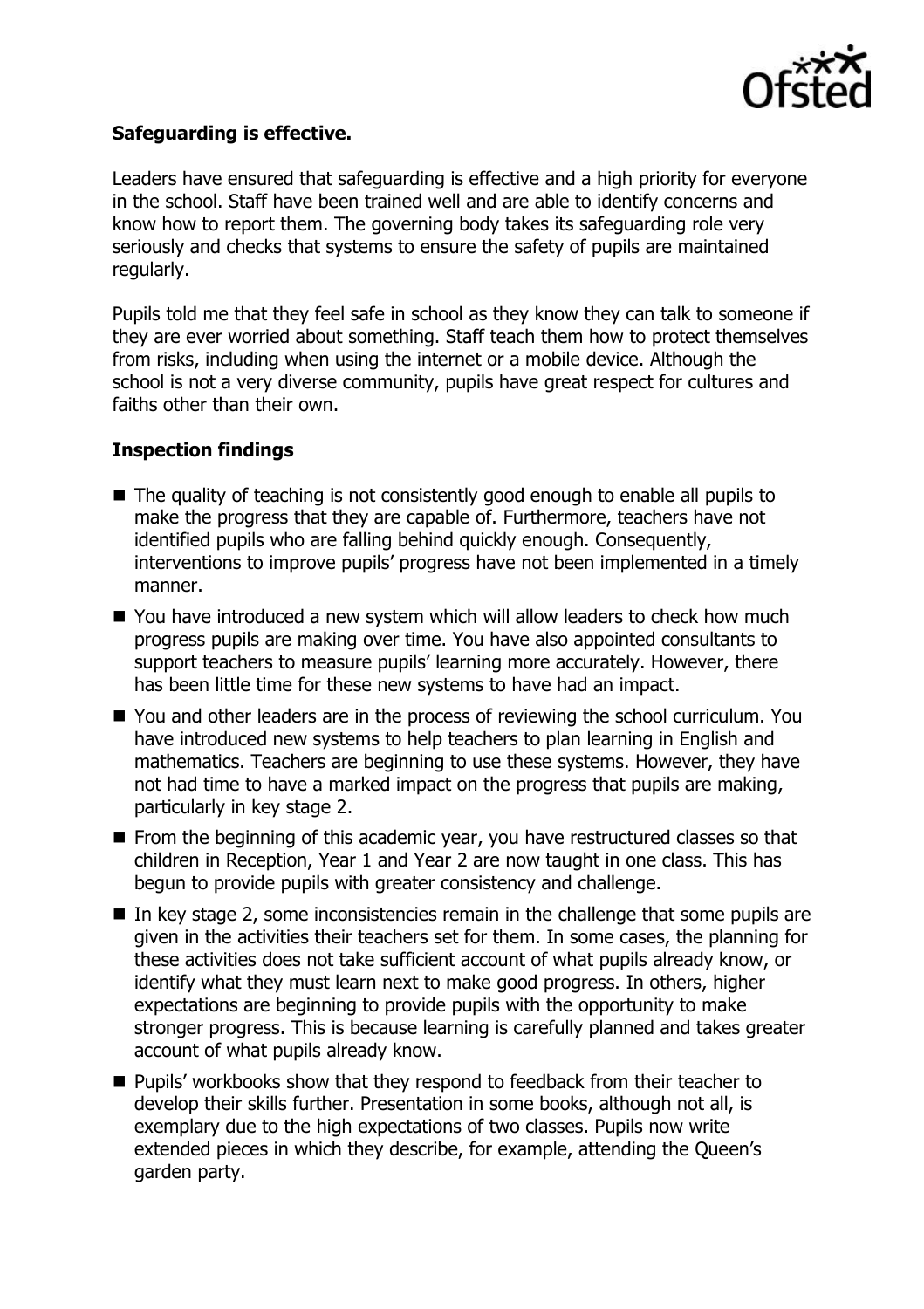**Safeguarding is effective.**

Leaders have ensured that safeguarding is effective and a high priority for everyone in the school. Staff have been trained well and are able to identify concerns and know how to report them. The governing body takes its safeguarding role very seriously and checks that systems to ensure the safety of pupils are maintained regularly.

Pupils told me that they feel safe in school as they know they can talk to someone if they are ever worried about something. Staff teach them how to protect themselves from risks, including when using the internet or a mobile device. Although the school is not a very diverse community, pupils have great respect for cultures and faiths other than their own.

**Inspection findings**

- The quality of teaching is not consistently good enough to enable all pupils to make the progress that they are capable of. Furthermore, teachers have not identified pupils who are falling behind quickly enough. Consequently, interventions to improve pupils' progress have not been implemented in a timely manner.
- You have introduced a new system which will allow leaders to check how much progress pupils are making over time. You have also appointed consultants to support teachers to measure pupils' learning more accurately. However, there has been little time for these new systems to have had an impact.
- You and other leaders are in the process of reviewing the school curriculum. You have introduced new systems to help teachers to plan learning in English and mathematics. Teachers are beginning to use these systems. However, they have not had time to have a marked impact on the progress that pupils are making, particularly in key stage 2.
- From the beginning of this academic year, you have restructured classes so that children in Reception, Year 1 and Year 2 are now taught in one class. This has begun to provide pupils with greater consistency and challenge.
- In key stage 2, some inconsistencies remain in the challenge that some pupils are given in the activities their teachers set for them. In some cases, the planning for these activities does not take sufficient account of what pupils already know, or identify what they must learn next to make good progress. In others, higher expectations are beginning to provide pupils with the opportunity to make stronger progress. This is because learning is carefully planned and takes greater account of what pupils already know.
- Pupils' workbooks show that they respond to feedback from their teacher to develop their skills further. Presentation in some books, although not all, is exemplary due to the high expectations of two classes. Pupils now write extended pieces in which they describe, for example, attending the Queen's garden party.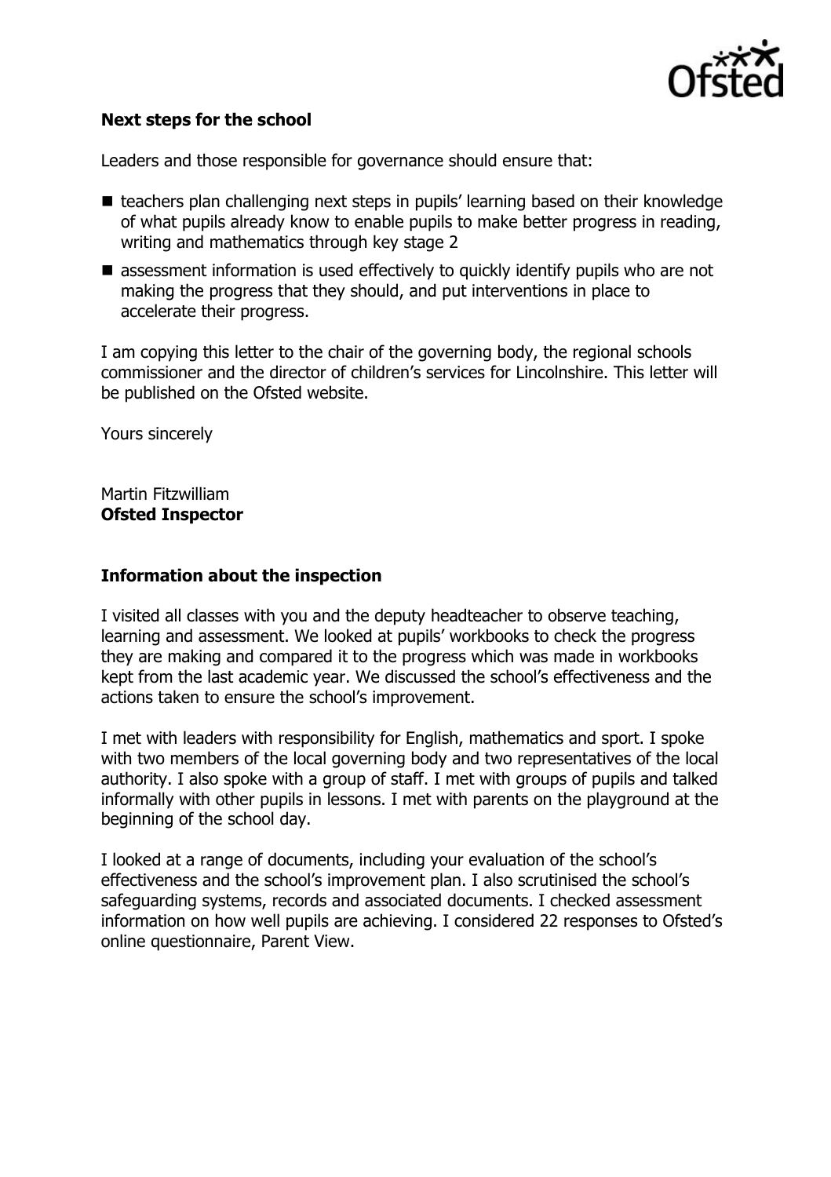### Next steps for the school

Leaders and those responsible for governance should ensure that:

- teachers plan challenging next steps in pupils' learning based on their knowledge of what pupils already know to enable pupils to make better progress in reading, writing and mathematics through key stage 2
- assessment information is used effectively to quickly identify pupils who are not making the progress that they should, and put interventions in place to accelerate their progress.

I am copying this letter to the chair of the governing body, the regional schools commissioner and the director of children's services for Lincolnshire. This letter will be published on the Ofsted website.

Yours sincerely

Martin Fitzwilliam
**Ofsted Inspector**

### Information about the inspection

I visited all classes with you and the deputy headteacher to observe teaching, learning and assessment. We looked at pupils' workbooks to check the progress they are making and compared it to the progress which was made in workbooks kept from the last academic year. We discussed the school's effectiveness and the actions taken to ensure the school's improvement.

I met with leaders with responsibility for English, mathematics and sport. I spoke with two members of the local governing body and two representatives of the local authority. I also spoke with a group of staff. I met with groups of pupils and talked informally with other pupils in lessons. I met with parents on the playground at the beginning of the school day.

I looked at a range of documents, including your evaluation of the school's effectiveness and the school's improvement plan. I also scrutinised the school's safeguarding systems, records and associated documents. I checked assessment information on how well pupils are achieving. I considered 22 responses to Ofsted's online questionnaire, Parent View.